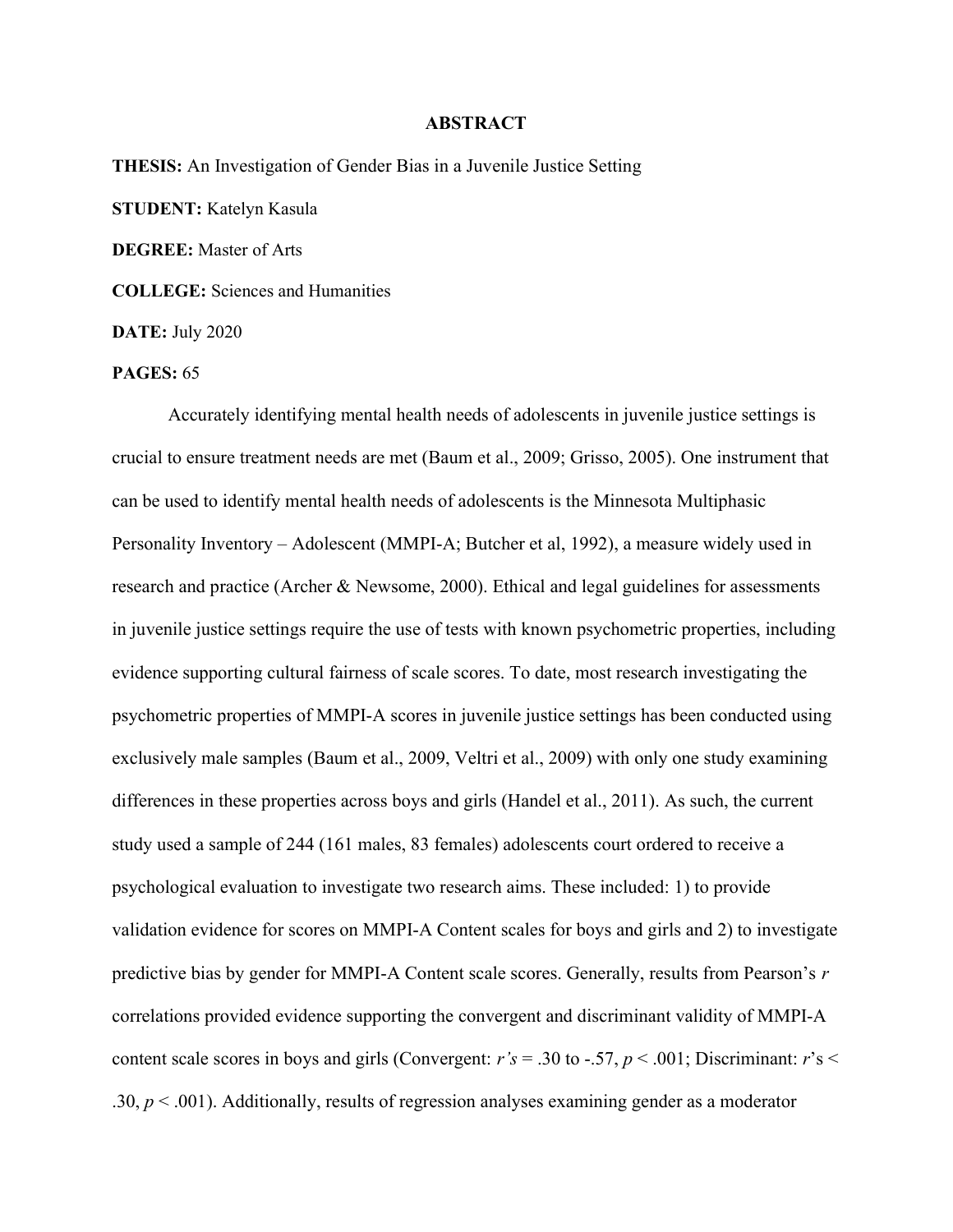# ABSTRACT

**THESIS:** An Investigation of Gender Bias in a Juvenile Justice Setting

**STUDENT:** Katelyn Kasula

**DEGREE:** Master of Arts

**COLLEGE:** Sciences and Humanities

**DATE:** July 2020

**PAGES:** 65

Accurately identifying mental health needs of adolescents in juvenile justice settings is crucial to ensure treatment needs are met (Baum et al., 2009; Grisso, 2005). One instrument that can be used to identify mental health needs of adolescents is the Minnesota Multiphasic Personality Inventory – Adolescent (MMPI-A; Butcher et al, 1992), a measure widely used in research and practice (Archer & Newsome, 2000). Ethical and legal guidelines for assessments in juvenile justice settings require the use of tests with known psychometric properties, including evidence supporting cultural fairness of scale scores. To date, most research investigating the psychometric properties of MMPI-A scores in juvenile justice settings has been conducted using exclusively male samples (Baum et al., 2009, Veltri et al., 2009) with only one study examining differences in these properties across boys and girls (Handel et al., 2011). As such, the current study used a sample of 244 (161 males, 83 females) adolescents court ordered to receive a psychological evaluation to investigate two research aims. These included: 1) to provide validation evidence for scores on MMPI-A Content scales for boys and girls and 2) to investigate predictive bias by gender for MMPI-A Content scale scores. Generally, results from Pearson's $r$ correlations provided evidence supporting the convergent and discriminant validity of MMPI-A content scale scores in boys and girls (Convergent: $r$'s = .30 to -.57, $p < .001$; Discriminant: $r$'s < .30, $p < .001$). Additionally, results of regression analyses examining gender as a moderator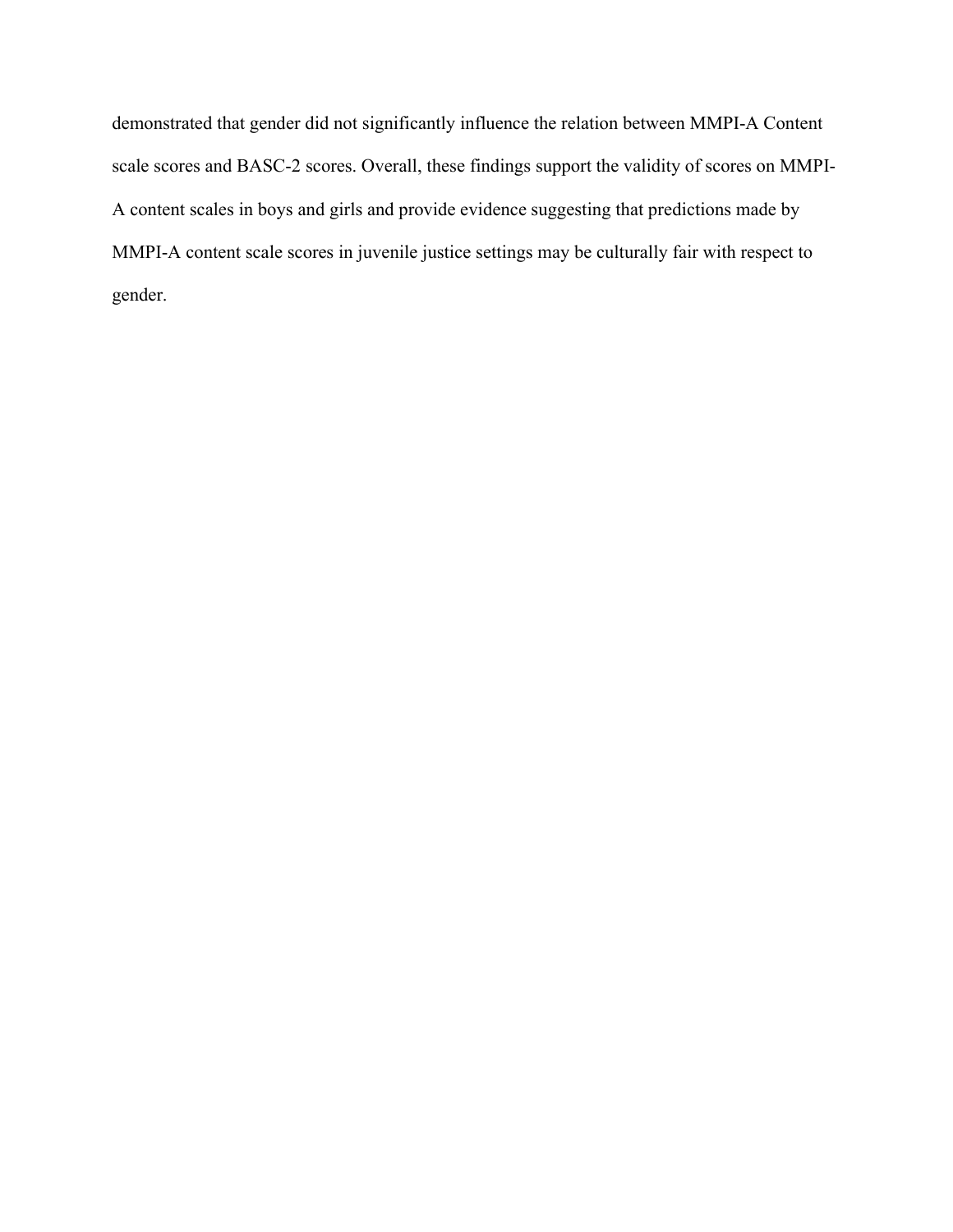demonstrated that gender did not significantly influence the relation between MMPI-A Content scale scores and BASC-2 scores. Overall, these findings support the validity of scores on MMPI-A content scales in boys and girls and provide evidence suggesting that predictions made by MMPI-A content scale scores in juvenile justice settings may be culturally fair with respect to gender.